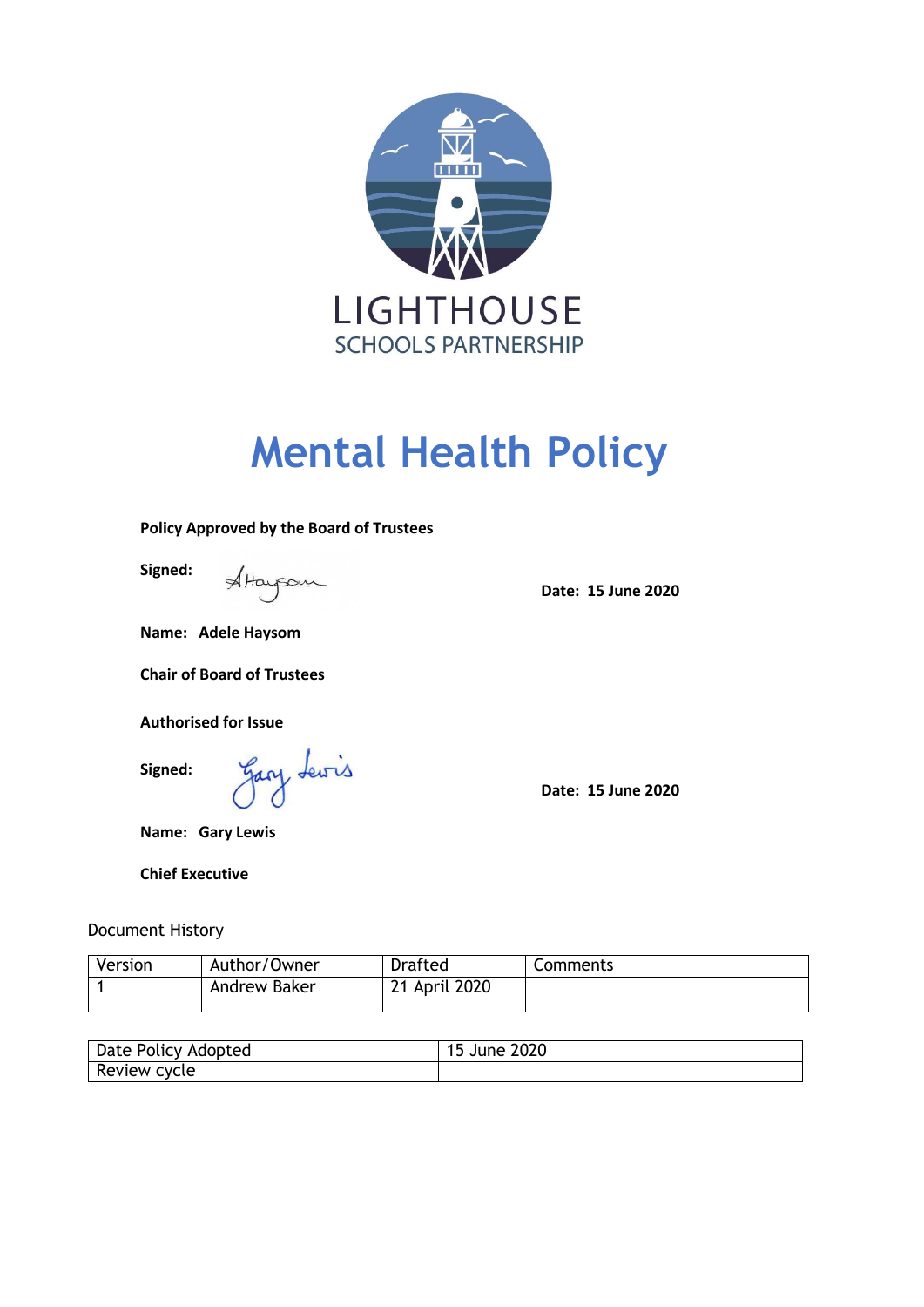LIGHTHOUSE
SCHOOLS PARTNERSHIP

# Mental Health Policy

**Policy Approved by the Board of Trustees**

**Signed:** 

**Date: 15 June 2020**

**Name: Adele Haysom**

**Chair of Board of Trustees**

**Authorised for Issue**

**Signed:** 

**Date: 15 June 2020**

**Name: Gary Lewis**

**Chief Executive**

Document History

| Version | Author/Owner | Drafted | Comments |
|---|---|---|---|
| 1 | Andrew Baker | 21 April 2020 | |

| Date Policy Adopted | 15 June 2020 |
|---|---|
| Review cycle | |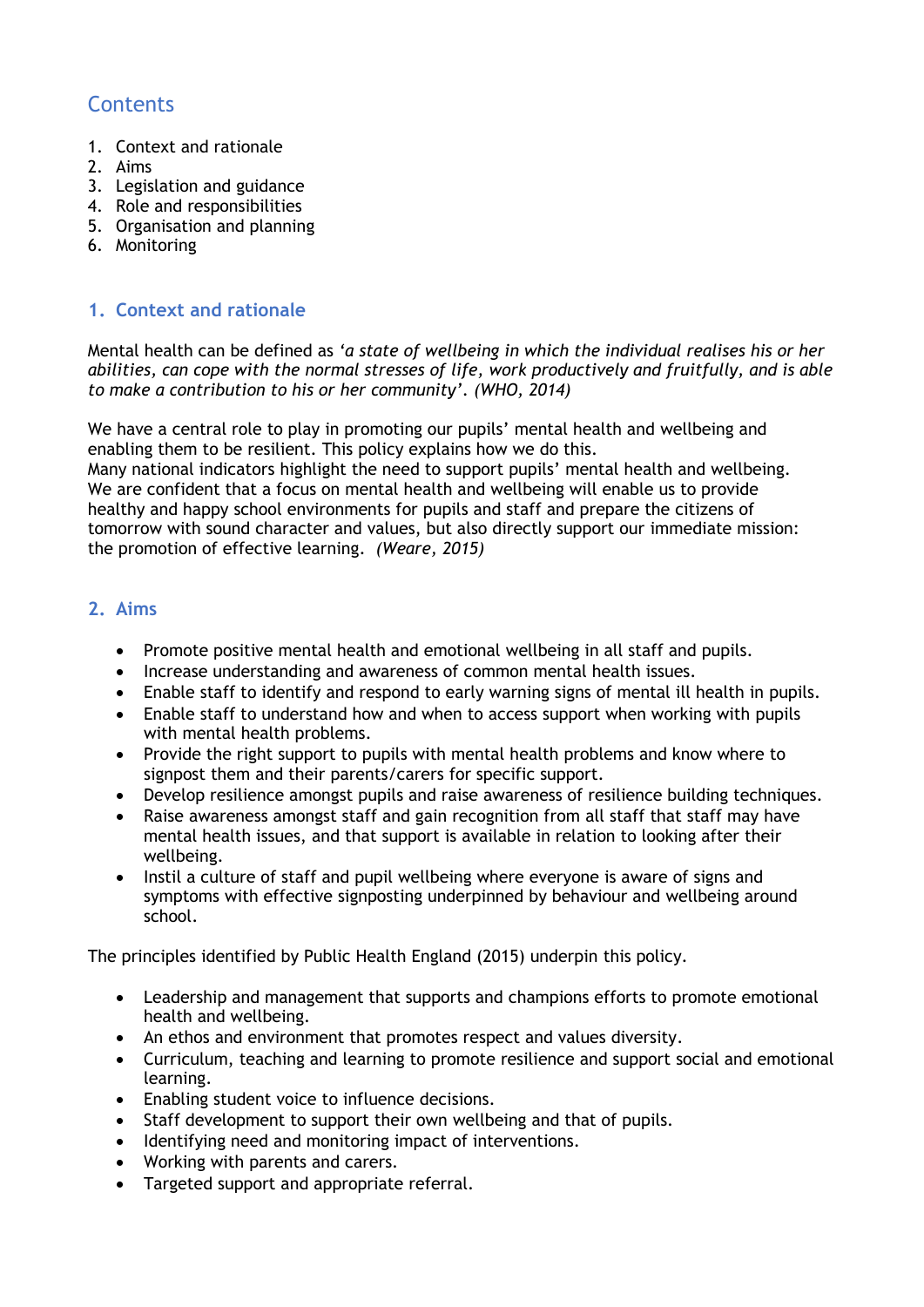## Contents

1. Context and rationale
2. Aims
3. Legislation and guidance
4. Role and responsibilities
5. Organisation and planning
6. Monitoring

## 1. Context and rationale

Mental health can be defined as *'a state of wellbeing in which the individual realises his or her abilities, can cope with the normal stresses of life, work productively and fruitfully, and is able to make a contribution to his or her community'. (WHO, 2014)*

We have a central role to play in promoting our pupils' mental health and wellbeing and enabling them to be resilient. This policy explains how we do this.
Many national indicators highlight the need to support pupils' mental health and wellbeing. We are confident that a focus on mental health and wellbeing will enable us to provide healthy and happy school environments for pupils and staff and prepare the citizens of tomorrow with sound character and values, but also directly support our immediate mission: the promotion of effective learning. *(Weare, 2015)*

## 2. Aims

- Promote positive mental health and emotional wellbeing in all staff and pupils.
- Increase understanding and awareness of common mental health issues.
- Enable staff to identify and respond to early warning signs of mental ill health in pupils.
- Enable staff to understand how and when to access support when working with pupils with mental health problems.
- Provide the right support to pupils with mental health problems and know where to signpost them and their parents/carers for specific support.
- Develop resilience amongst pupils and raise awareness of resilience building techniques.
- Raise awareness amongst staff and gain recognition from all staff that staff may have mental health issues, and that support is available in relation to looking after their wellbeing.
- Instil a culture of staff and pupil wellbeing where everyone is aware of signs and symptoms with effective signposting underpinned by behaviour and wellbeing around school.

The principles identified by Public Health England (2015) underpin this policy.

- Leadership and management that supports and champions efforts to promote emotional health and wellbeing.
- An ethos and environment that promotes respect and values diversity.
- Curriculum, teaching and learning to promote resilience and support social and emotional learning.
- Enabling student voice to influence decisions.
- Staff development to support their own wellbeing and that of pupils.
- Identifying need and monitoring impact of interventions.
- Working with parents and carers.
- Targeted support and appropriate referral.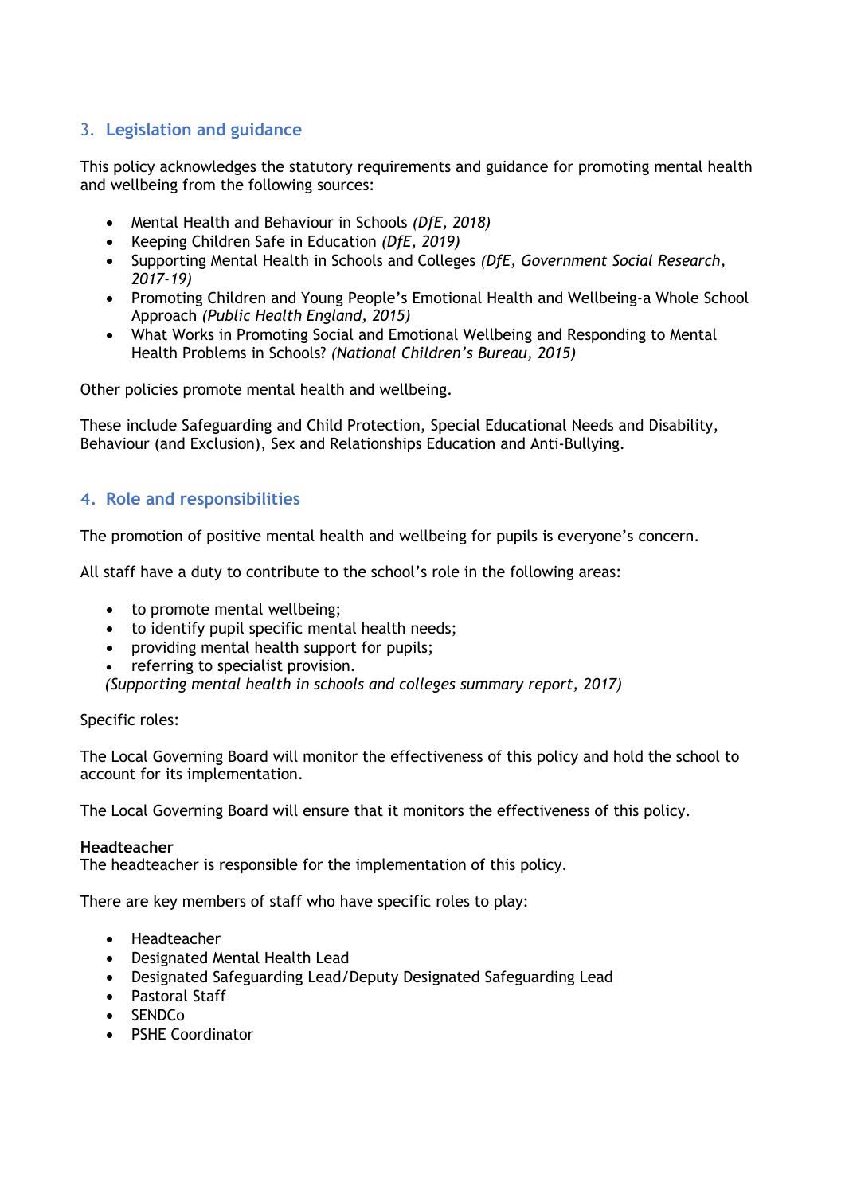## 3. Legislation and guidance

This policy acknowledges the statutory requirements and guidance for promoting mental health and wellbeing from the following sources:

- Mental Health and Behaviour in Schools *(DfE, 2018)*
- Keeping Children Safe in Education *(DfE, 2019)*
- Supporting Mental Health in Schools and Colleges *(DfE, Government Social Research, 2017-19)*
- Promoting Children and Young People's Emotional Health and Wellbeing-a Whole School Approach *(Public Health England, 2015)*
- What Works in Promoting Social and Emotional Wellbeing and Responding to Mental Health Problems in Schools? *(National Children's Bureau, 2015)*

Other policies promote mental health and wellbeing.

These include Safeguarding and Child Protection, Special Educational Needs and Disability, Behaviour (and Exclusion), Sex and Relationships Education and Anti-Bullying.

## 4. Role and responsibilities

The promotion of positive mental health and wellbeing for pupils is everyone's concern.

All staff have a duty to contribute to the school's role in the following areas:

- to promote mental wellbeing;
- to identify pupil specific mental health needs;
- providing mental health support for pupils;
- referring to specialist provision.

*(Supporting mental health in schools and colleges summary report, 2017)*

Specific roles:

The Local Governing Board will monitor the effectiveness of this policy and hold the school to account for its implementation.

The Local Governing Board will ensure that it monitors the effectiveness of this policy.

**Headteacher**
The headteacher is responsible for the implementation of this policy.

There are key members of staff who have specific roles to play:

- Headteacher
- Designated Mental Health Lead
- Designated Safeguarding Lead/Deputy Designated Safeguarding Lead
- Pastoral Staff
- SENDCo
- PSHE Coordinator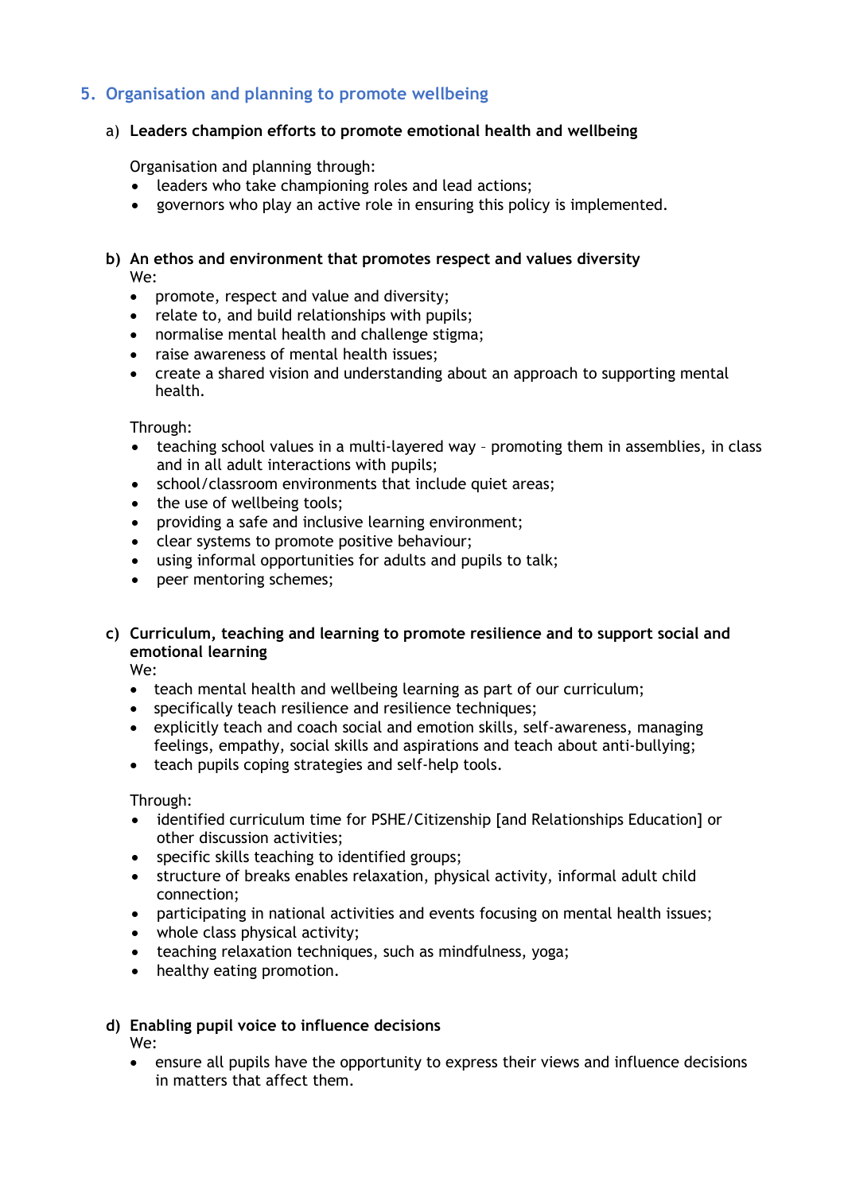## 5. Organisation and planning to promote wellbeing

a) **Leaders champion efforts to promote emotional health and wellbeing**

Organisation and planning through:

- leaders who take championing roles and lead actions;
- governors who play an active role in ensuring this policy is implemented.

b) **An ethos and environment that promotes respect and values diversity**

We:

- promote, respect and value and diversity;
- relate to, and build relationships with pupils;
- normalise mental health and challenge stigma;
- raise awareness of mental health issues;
- create a shared vision and understanding about an approach to supporting mental health.

Through:

- teaching school values in a multi-layered way – promoting them in assemblies, in class and in all adult interactions with pupils;
- school/classroom environments that include quiet areas;
- the use of wellbeing tools;
- providing a safe and inclusive learning environment;
- clear systems to promote positive behaviour;
- using informal opportunities for adults and pupils to talk;
- peer mentoring schemes;

c) **Curriculum, teaching and learning to promote resilience and to support social and emotional learning**

We:

- teach mental health and wellbeing learning as part of our curriculum;
- specifically teach resilience and resilience techniques;
- explicitly teach and coach social and emotion skills, self-awareness, managing feelings, empathy, social skills and aspirations and teach about anti-bullying;
- teach pupils coping strategies and self-help tools.

Through:

- identified curriculum time for PSHE/Citizenship [and Relationships Education] or other discussion activities;
- specific skills teaching to identified groups;
- structure of breaks enables relaxation, physical activity, informal adult child connection;
- participating in national activities and events focusing on mental health issues;
- whole class physical activity;
- teaching relaxation techniques, such as mindfulness, yoga;
- healthy eating promotion.

d) **Enabling pupil voice to influence decisions**

We:

- ensure all pupils have the opportunity to express their views and influence decisions in matters that affect them.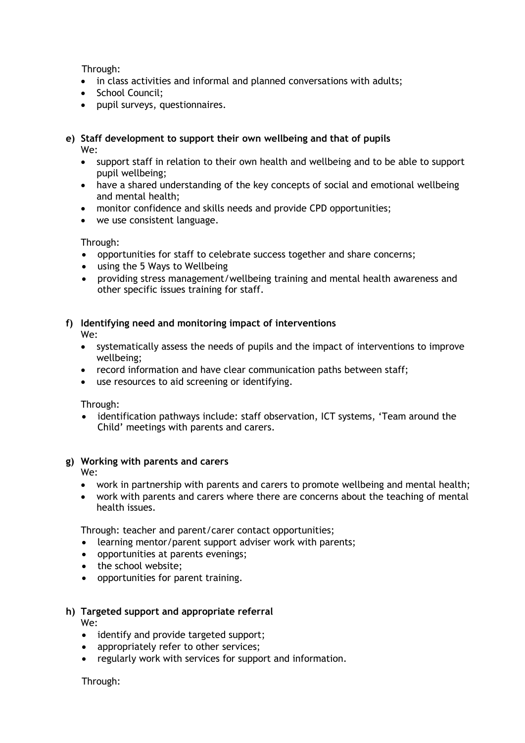Through:

- in class activities and informal and planned conversations with adults;
- School Council;
- pupil surveys, questionnaires.

**e) Staff development to support their own wellbeing and that of pupils**

We:

- support staff in relation to their own health and wellbeing and to be able to support pupil wellbeing;
- have a shared understanding of the key concepts of social and emotional wellbeing and mental health;
- monitor confidence and skills needs and provide CPD opportunities;
- we use consistent language.

Through:

- opportunities for staff to celebrate success together and share concerns;
- using the 5 Ways to Wellbeing
- providing stress management/wellbeing training and mental health awareness and other specific issues training for staff.

**f) Identifying need and monitoring impact of interventions**

We:

- systematically assess the needs of pupils and the impact of interventions to improve wellbeing;
- record information and have clear communication paths between staff;
- use resources to aid screening or identifying.

Through:

- identification pathways include: staff observation, ICT systems, 'Team around the Child' meetings with parents and carers.

**g) Working with parents and carers**

We:

- work in partnership with parents and carers to promote wellbeing and mental health;
- work with parents and carers where there are concerns about the teaching of mental health issues.

Through: teacher and parent/carer contact opportunities;

- learning mentor/parent support adviser work with parents;
- opportunities at parents evenings;
- the school website;
- opportunities for parent training.

**h) Targeted support and appropriate referral**

We:

- identify and provide targeted support;
- appropriately refer to other services;
- regularly work with services for support and information.

Through: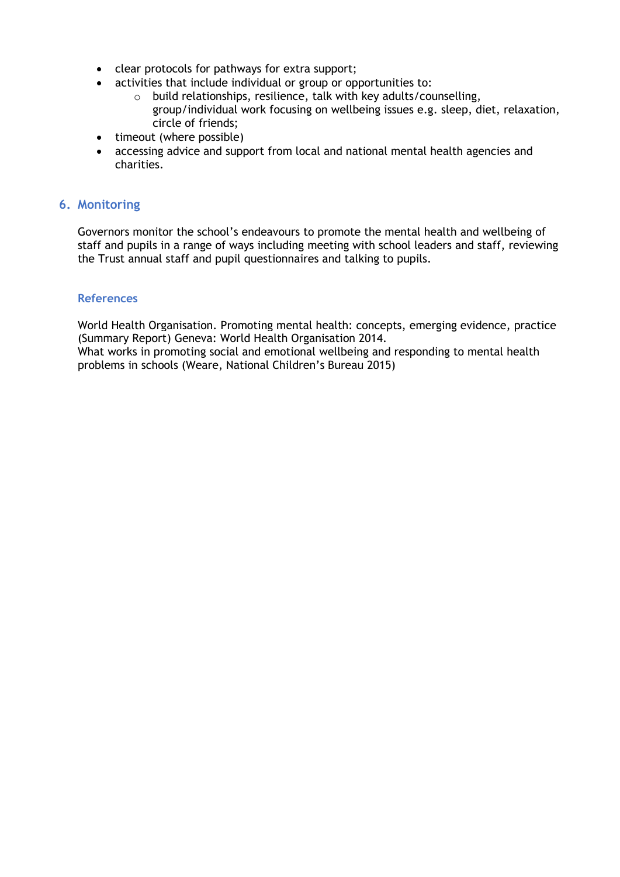- clear protocols for pathways for extra support;
- activities that include individual or group or opportunities to:
  - build relationships, resilience, talk with key adults/counselling, group/individual work focusing on wellbeing issues e.g. sleep, diet, relaxation, circle of friends;
- timeout (where possible)
- accessing advice and support from local and national mental health agencies and charities.

## 6. Monitoring

Governors monitor the school's endeavours to promote the mental health and wellbeing of staff and pupils in a range of ways including meeting with school leaders and staff, reviewing the Trust annual staff and pupil questionnaires and talking to pupils.

### References

World Health Organisation. Promoting mental health: concepts, emerging evidence, practice (Summary Report) Geneva: World Health Organisation 2014.
What works in promoting social and emotional wellbeing and responding to mental health problems in schools (Weare, National Children's Bureau 2015)